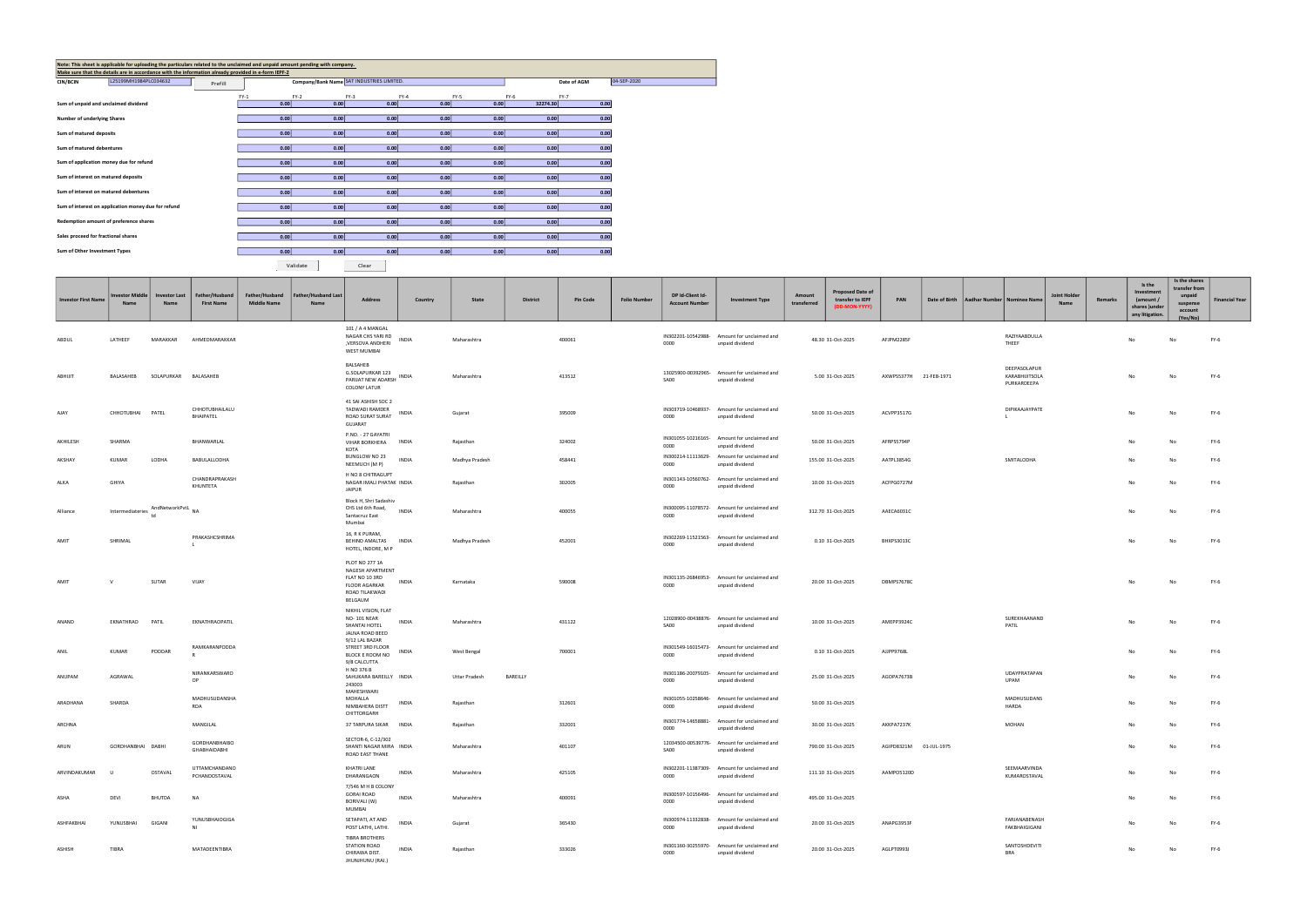Note: This sheet is applicable for uploading the particulars related to the unclaimed and unpaid amount pending with company.
Make sure that the details are in accordance with the information already provided in e-form IEPF-2

| CIN/BCIN | L25199MH1984PLC034632 | Prefill | Company/Bank Name | SAT INDUSTRIES LIMITED. | Date of AGM | 04-SEP-2020 |
|---|---|---|---|---|---|---|

| | FY-1 | FY-2 | FY-3 | FY-4 | FY-5 | FY-6 | FY-7 |
|---|---|---|---|---|---|---|---|
| Sum of unpaid and unclaimed dividend | 0.00 | 0.00 | 0.00 | 0.00 | 0.00 | 32274.30 | 0.00 |
| Number of underlying Shares | 0.00 | 0.00 | 0.00 | 0.00 | 0.00 | 0.00 | 0.00 |
| Sum of matured deposits | 0.00 | 0.00 | 0.00 | 0.00 | 0.00 | 0.00 | 0.00 |
| Sum of matured debentures | 0.00 | 0.00 | 0.00 | 0.00 | 0.00 | 0.00 | 0.00 |
| Sum of application money due for refund | 0.00 | 0.00 | 0.00 | 0.00 | 0.00 | 0.00 | 0.00 |
| Sum of interest on matured deposits | 0.00 | 0.00 | 0.00 | 0.00 | 0.00 | 0.00 | 0.00 |
| Sum of interest on matured debentures | 0.00 | 0.00 | 0.00 | 0.00 | 0.00 | 0.00 | 0.00 |
| Sum of interest on application money due for refund | 0.00 | 0.00 | 0.00 | 0.00 | 0.00 | 0.00 | 0.00 |
| Redemption amount of preference shares | 0.00 | 0.00 | 0.00 | 0.00 | 0.00 | 0.00 | 0.00 |
| Sales proceed for fractional shares | 0.00 | 0.00 | 0.00 | 0.00 | 0.00 | 0.00 | 0.00 |
| Sum of Other Investment Types | 0.00 | 0.00 | 0.00 | 0.00 | 0.00 | 0.00 | 0.00 |

Validate | Clear

| Investor First Name | Investor Middle Name | Investor Last Name | Father/Husband First Name | Father/Husband Middle Name | Father/Husband Last Name | Address | Country | State | District | Pin Code | Folio Number | DP Id-Client Id-Account Number | Investment Type | Amount transferred | Proposed Date of transfer to IEPF (DD-MON-YYYY) | PAN | Date of Birth | Aadhar Number | Nominee Name | Joint Holder Name | Remarks | Is the Investment (amount / shares )under any litigation. | Is the shares transfer from unpaid suspense account (Yes/No) | Financial Year |
|---|---|---|---|---|---|---|---|---|---|---|---|---|---|---|---|---|---|---|---|---|---|---|---|---|
| ABDUL | LATHEEF | MARAKKAR | AHMEDMARAKKAR | | | 101 / A 4 MANGAL NAGAR CHS YARI RD ,VERSOVA ANDHERI WEST MUMBAI | INDIA | Maharashtra | | 400061 | | IN302201-10542988-0000 | Amount for unclaimed and unpaid dividend | 48.30 | 31-Oct-2025 | AFJPM2285F | | | RAZIYAABDULLA THEEF | | | No | No | FY-6 |
| ABHIJIT | BALASAHEB | SOLAPURKAR | BALASAHEB | | | BALSAHEB G.SOLAPURKAR 123 PARIJAT NEW ADARSH COLONY LATUR | INDIA | Maharashtra | | 413512 | | 13025900-00392965-SA00 | Amount for unclaimed and unpaid dividend | 5.00 | 31-Oct-2025 | AXWPS5377H | 21-FEB-1971 | | DEEPASOLAPUR KARABHIJITSOLA PURKARDEEPA | | | No | No | FY-6 |
| AJAY | CHHOTUBHAI | PATEL | CHHOTUBHAILALU BHAIPATEL | | | 41 SAI ASHISH SOC 2 TADWADI RAMDER ROAD SURAT SURAT GUJARAT | INDIA | Gujarat | | 395009 | | IN303719-10468937-0000 | Amount for unclaimed and unpaid dividend | 50.00 | 31-Oct-2025 | ACVPP3517G | | | DIPIKAAJAYPATE L | | | No | No | FY-6 |
| AKHILESH | SHARMA | | BHANWARLAL | | | P.NO. - 27 GAYATRI VIHAR BORKHERA KOTA | INDIA | Rajasthan | | 324002 | | IN301055-10216165-0000 | Amount for unclaimed and unpaid dividend | 50.00 | 31-Oct-2025 | AFRPS5794P | | | | | | No | No | FY-6 |
| AKSHAY | KUMAR | LODHA | BABULALLODHA | | | BUNGLOW NO 23 NEEMUCH (M P) | INDIA | Madhya Pradesh | | 458441 | | IN300214-11115629-0000 | Amount for unclaimed and unpaid dividend | 155.00 | 31-Oct-2025 | AATPL3854G | | | SMITALODHA | | | No | No | FY-6 |
| ALKA | GHIYA | | CHANDRAPRAKASH KHUNTETA | | | H NO 8 CHITRAGUPT NAGAR IMALI PHATAK JAIPUR | INDIA | Rajasthan | | 302005 | | IN301143-10560762-0000 | Amount for unclaimed and unpaid dividend | 10.00 | 31-Oct-2025 | ACFPG0727M | | | | | | No | No | FY-6 |
| Alliance | Intermediaties | AndNetworkPvtL td | NA | | | Block H, Shri Sadashiv CHS Ltd 6th Road, Santacruz East Mumbai | INDIA | Maharashtra | | 400055 | | IN300095-11078572-0000 | Amount for unclaimed and unpaid dividend | 312.70 | 31-Oct-2025 | AAECA6031C | | | | | | No | No | FY-6 |
| AMIT | SHRIMAL | | PRAKASHCSHRIMA L | | | 16, R K PURAM, BEHIND AMALTAS HOTEL, INDORE, M P | INDIA | Madhya Pradesh | | 452001 | | IN302269-11521563-0000 | Amount for unclaimed and unpaid dividend | 0.10 | 31-Oct-2025 | BHXPS3013C | | | | | | No | No | FY-6 |
| AMIT | V | SUTAR | VIJAY | | | PLOT NO 277 1A NAGESH APARTMENT FLAT NO 10 3RD FLOOR AGARKAR ROAD TILAKWADI BELGAUM | INDIA | Karnataka | | 590008 | | IN301135-26846953-0000 | Amount for unclaimed and unpaid dividend | 20.00 | 31-Oct-2025 | DBMPS7678C | | | | | | No | No | FY-6 |
| ANAND | EKNATHRAO | PATIL | EKNATHRAOPATIL | | | NIKHIL VISION, FLAT NO- 101 NEAR SHANTAI HOTEL JALNA ROAD BEED | INDIA | Maharashtra | | 431122 | | 12028900-00438876-SA00 | Amount for unclaimed and unpaid dividend | 10.00 | 31-Oct-2025 | AMEPP3924C | | | SUREKHAANAND PATIL | | | No | No | FY-6 |
| ANIL | KUMAR | PODDAR | RAMKARANPODDA R | | | 9/12 LAL BAZAR STREET 3RD FLOOR BLOCK E ROOM NO 9/8 CALCUTTA | INDIA | West Bengal | | 700001 | | IN301549-16015473-0000 | Amount for unclaimed and unpaid dividend | 0.10 | 31-Oct-2025 | AIJPP9768L | | | | | | No | No | FY-6 |
| ANUPAM | AGRAWAL | | NIRANKARSWARO OP | | | H NO 376 B SAHUKARA BAREILLY 243003 | INDIA | Uttar Pradesh | BAREILLY | | | IN301186-20079105-0000 | Amount for unclaimed and unpaid dividend | 25.00 | 31-Oct-2025 | AGOPA7673B | | | UDAYPRATAPAN UPAM | | | No | No | FY-6 |
| ARADHANA | SHARDA | | MADHUSUDANSHA RDA | | | MAHESHWARI MOHALLA NIMBAHERA DISTT CHITTORGARH | INDIA | Rajasthan | | 312601 | | IN301055-10258646-0000 | Amount for unclaimed and unpaid dividend | 50.00 | 31-Oct-2025 | | | | MADHUSUDANS HARDA | | | No | No | FY-6 |
| ARCHNA | | | MANGILAL | | | 37 TARPURA SIKAR | INDIA | Rajasthan | | 332001 | | IN301774-14658881-0000 | Amount for unclaimed and unpaid dividend | 30.00 | 31-Oct-2025 | AKKPA7237K | | | MOHAN | | | No | No | FY-6 |
| ARUN | GORDHANBHAI | DABHI | GORDHANBHAIBO GHABHAIDABHI | | | SECTOR-6, C-12/302 SHANTI NAGAR MIRA ROAD EAST THANE | INDIA | Maharashtra | | 401107 | | 12034500-00539776-SA00 | Amount for unclaimed and unpaid dividend | 790.00 | 31-Oct-2025 | AGIPD8321M | 01-JUL-1975 | | | | | No | No | FY-6 |
| ARVINDAKUMAR | U | OSTAVAL | UTTAMCHANDANO PCHANDOSTAVAL | | | KHATRI LANE DHARANGAON | INDIA | Maharashtra | | 425105 | | IN302201-11387309-0000 | Amount for unclaimed and unpaid dividend | 111.10 | 31-Oct-2025 | AAMPO5120D | | | SEEMAARVINDA KUMAROSTAVAL | | | No | No | FY-6 |
| ASHA | DEVI | BHUTDA | NA | | | 7/546 M H B COLONY GORAI ROAD BORIVALI (W) MUMBAI | INDIA | Maharashtra | | 400091 | | IN300597-10156496-0000 | Amount for unclaimed and unpaid dividend | 495.00 | 31-Oct-2025 | | | | | | | No | No | FY-6 |
| ASHFAKBHAI | YUNUSBHAI | GIGANI | YUNUSBHAIGIGA NI | | | SETAPATI, AT AND POST LATHI, LATHI. | INDIA | Gujarat | | 365430 | | IN300974-11332838-0000 | Amount for unclaimed and unpaid dividend | 20.00 | 31-Oct-2025 | ANAPG3953F | | | FARJANABENASH FAKBHAIGIGANI | | | No | No | FY-6 |
| ASHISH | TIBRA | | MATADEENTIBRA | | | TIBRA BROTHERS STATION ROAD CHIRAWA DIST. JHUNJHUNU (RAJ.) | INDIA | Rajasthan | | 333026 | | IN301160-30255970-0000 | Amount for unclaimed and unpaid dividend | 20.00 | 31-Oct-2025 | AGLPT0993J | | | SANTOSHDEVITI BRA | | | No | No | FY-6 |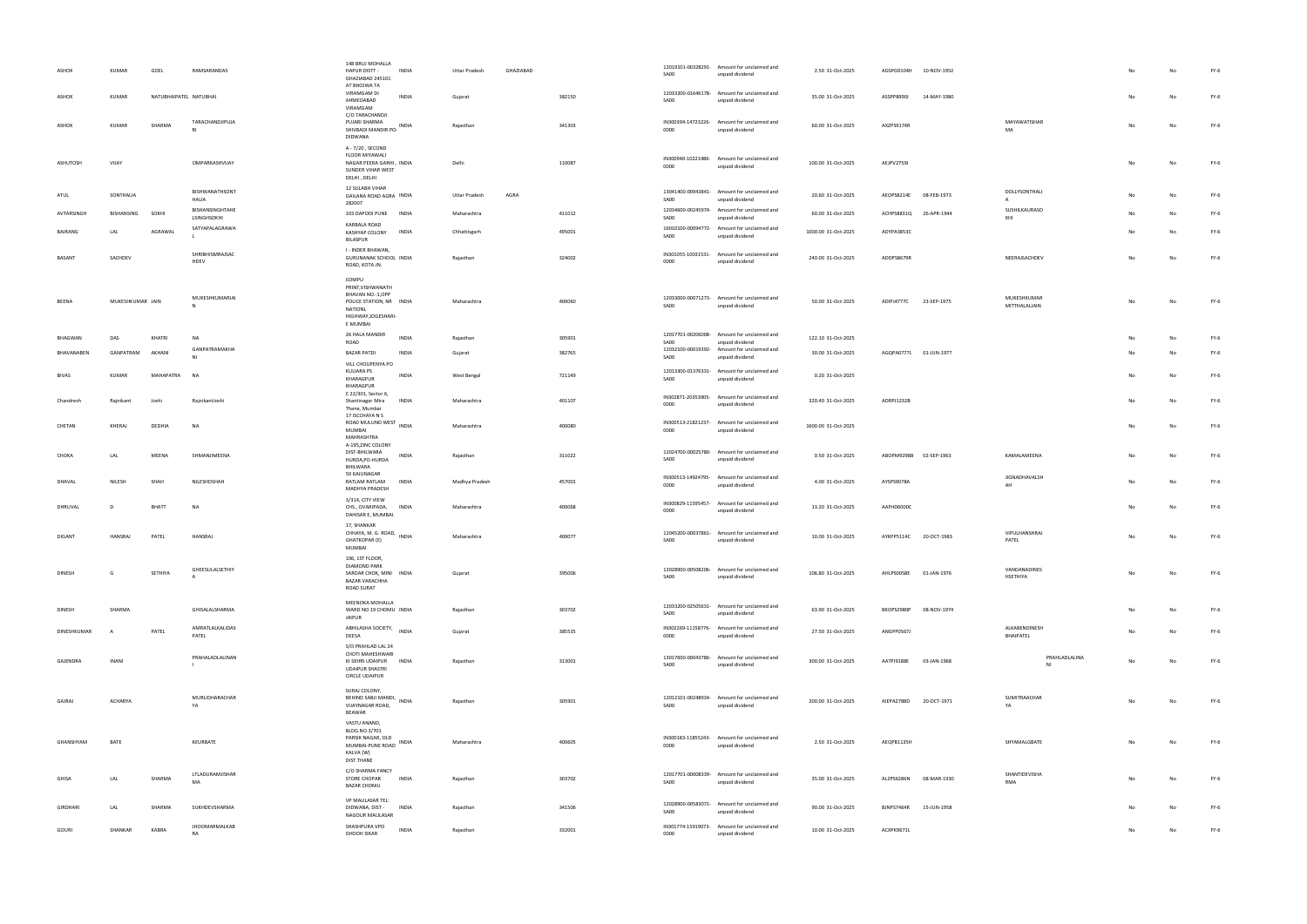| ASHOK | KUMAR | GOEL | RAMSARANDAS | 148 BRIJ MOHALLA HAPUR DISTT - GHAZIABAD 245101 | INDIA | Uttar Pradesh | GHAZIABAD | | 12019101-00328291-SA00 | Amount for unclaimed and unpaid dividend | 2.50 | 31-Oct-2025 | AGSPG9104H | 10-NOV-1952 | | | No | No | FY-6 |
|---|---|---|---|---|---|---|---|---|---|---|---|---|---|---|---|---|---|---|---|
| ASHOK | KUMAR | NATUBHAIPATEL | NATUBHAI | AT BHOJWA TA VIRAMGAM DI AHMEDABAD VIRAMGAM | INDIA | Gujarat | | 382150 | 12033200-01646178-SA00 | Amount for unclaimed and unpaid dividend | 35.00 | 31-Oct-2025 | ASSPP8990J | 14-MAY-1980 | | | No | No | FY-6 |
| ASHOK | KUMAR | SHARMA | TARACHANDJIPUJARI | C/O TARACHANDJI PUJARI SHARMA SHIVBADI MANDIR PO-DIDWANA | INDIA | Rajasthan | | 341303 | IN300394-14723226-0000 | Amount for unclaimed and unpaid dividend | 60.00 | 31-Oct-2025 | AXZPS9174R | | MAYAWATISHARMA | | No | No | FY-6 |
| ASHUTOSH | VIJAY | | OMPARKASHVIJAY | A - 7/20 , SECOND FLOOR MIYAWALI NAGAR PEERA GARHI , SUNDER VIHAR WEST DELHI , DELHI | INDIA | Delhi | | 110087 | IN300940-10221486-0000 | Amount for unclaimed and unpaid dividend | 100.00 | 31-Oct-2025 | AEJPV2759J | | | | No | No | FY-6 |
| ATUL | SONTHALIA | | BISHWANATHSONTHALIA | 12 SULABH VIHAR GAILANA ROAD AGRA 282007 | INDIA | Uttar Pradesh | AGRA | | 13041400-00943841-SA00 | Amount for unclaimed and unpaid dividend | 20.60 | 31-Oct-2025 | AEOPS8214E | 08-FEB-1973 | DOLLYSONTHALIA | | No | No | FY-6 |
| AVTARSINGH | BISHANSING | SOKHI | BISHANSINGHTAHELSINGHSOKHI | 103 DAPODI PUNE | INDIA | Maharashtra | | 411012 | 12034600-00245974-SA00 | Amount for unclaimed and unpaid dividend | 60.00 | 31-Oct-2025 | ACHPS8831Q | 26-APR-1944 | SUSHILKAURASOKHI | | No | No | FY-6 |
| BAJRANG | LAL | AGRAWAL | SATYAPALAGRAWAL | KARBALA ROAD KASHYAP COLONY BILASPUR | INDIA | Chhattisgarh | | 495001 | 16010100-00094772-SA00 | Amount for unclaimed and unpaid dividend | 1000.00 | 31-Oct-2025 | ADYPA3853C | | | | No | No | FY-6 |
| BASANT | SACHDEV | | SHRIBHISMRAJSACHDEV | I - INDER BHAWAN, GURUNANAK SCHOOL ROAD, KOTA JN. | INDIA | Rajasthan | | 324002 | IN301055-10031531-0000 | Amount for unclaimed and unpaid dividend | 240.00 | 31-Oct-2025 | ADDPS8679R | | NEERAJSACHDEV | | No | No | FY-6 |
| BEENA | MUKESHKUMAR | JAIN | MUKESHKUMARJAIN | COMPU PRINT,VISHWANATH BHAVAN NO.-1,OPP POLICE STATION, NR NATIONL HIGHWAY,JOGESHARI-E MUMBAI | INDIA | Maharashtra | | 400060 | 12033000-00071273-SA00 | Amount for unclaimed and unpaid dividend | 50.00 | 31-Oct-2025 | ADIPJ4777C | 23-SEP-1975 | MUKESHKUMARMITTHALALJAIN | | No | No | FY-6 |
| BHAGWAN | DAS | KHATRI | NA | 26 HALA MANDIR ROAD | INDIA | Rajasthan | | 305901 | 12017701-00206008-SA00 | Amount for unclaimed and unpaid dividend | 122.10 | 31-Oct-2025 | | | | | No | No | FY-6 |
| BHAVANABEN | GANPATRAM | AKHANI | GANPATRAMAKHANI | BAZAR PATDI | INDIA | Gujarat | | 382765 | 12032300-00019392-SA00 | Amount for unclaimed and unpaid dividend | 30.00 | 31-Oct-2025 | AGQPA0777L | 01-JUN-1977 | | | No | No | FY-6 |
| BIVAS | KUMAR | MAHAPATRA | NA | VILL CHOUPENYA PO KULIARA PS KHARAGPUR KHARAGPUR | INDIA | West Bengal | | 721149 | 12013300-01376331-SA00 | Amount for unclaimed and unpaid dividend | 0.20 | 31-Oct-2025 | | | | | No | No | FY-6 |
| Chandresh | Rajnikant | Joshi | RajnikantJoshi | C 22/301, Sector 6, Shantinagar Mira Thane, Mumbai | INDIA | Maharashtra | | 401107 | IN302871-20353905-0000 | Amount for unclaimed and unpaid dividend | 320.40 | 31-Oct-2025 | ADRPJ1232B | | | | No | No | FY-6 |
| CHETAN | KHERAJ | DEDHIA | NA | 17 ISCCHAYA N S ROAD MULUND WEST MUMBAI MAHRASHTRA | INDIA | Maharashtra | | 400080 | IN300513-21821237-0000 | Amount for unclaimed and unpaid dividend | 1600.00 | 31-Oct-2025 | | | | | No | No | FY-6 |
| CHOKA | LAL | MEENA | SHMANJIMEENA | A-195,ZINC COLONY DIST-BHILWARA HURDA,PO-HURDA BHILWARA | INDIA | Rajasthan | | 311022 | 12024700-00025780-SA00 | Amount for unclaimed and unpaid dividend | 0.50 | 31-Oct-2025 | ABOPM9298B | 02-SEP-1963 | KAMALAMEENA | | No | No | FY-6 |
| DHAVAL | NILESH | SHAH | NILESHDSHAH | 50 KAILSNAGAR RATLAM RATLAM MADHYA PRADESH | INDIA | Madhya Pradesh | | 457001 | IN300513-14924795-0000 | Amount for unclaimed and unpaid dividend | 4.00 | 31-Oct-2025 | AYSPS9078A | | JIGNADHAVALSHAH | | No | No | FY-6 |
| DHRUVAL | D | BHATT | NA | 3/314, CITY VIEW CHS., DVARIPADA, DAHISAR E, MUMBAI. | INDIA | Maharashtra | | 400068 | IN300829-11595457-0000 | Amount for unclaimed and unpaid dividend | 13.20 | 31-Oct-2025 | AAFHD6000C | | | | No | No | FY-6 |
| DIGANT | HANSRAJ | PATEL | HANSRAJ | 17, SHANKAR CHHAYA, M. G. ROAD, GHATKOPAR (E) MUMBAI | INDIA | Maharashtra | | 400077 | 12045200-00037861-SA00 | Amount for unclaimed and unpaid dividend | 10.00 | 31-Oct-2025 | AYKPP5114C | 20-OCT-1983 | VIPULHANSHRAJPATEL | | No | No | FY-6 |
| DINESH | G | SETHIYA | GHEESULALSETHIYA | 106, 1ST FLOOR, DIAMOND PARK SARDAR CHOK, MINI BAZAR VARACHHA ROAD SURAT | INDIA | Gujarat | | 395006 | 12028900-00508206-SA00 | Amount for unclaimed and unpaid dividend | 106.80 | 31-Oct-2025 | AHLPS0058E | 01-JAN-1976 | VANDANADINESHSETHIYA | | No | No | FY-6 |
| DINESH | SHARMA | | GHISALALSHARMA | MEENOKA MOHALLA WARD NO 19 CHOMU JAIPUR | INDIA | Rajasthan | | 303702 | 12033200-02505631-SA00 | Amount for unclaimed and unpaid dividend | 63.90 | 31-Oct-2025 | BKOPS2980P | 08-NOV-1974 | | | No | No | FY-6 |
| DINESHKUMAR | A | PATEL | AMRATLALKALIDASPATEL | ABHILASHA SOCIETY, DEESA | INDIA | Gujarat | | 385535 | IN302269-11158776-0000 | Amount for unclaimed and unpaid dividend | 27.50 | 31-Oct-2025 | ANGPP0567J | | ALKABENDINESHBHAIPATEL | | No | No | FY-6 |
| GAJENDRA | INANI | | PRAHALADLALINANI | S/O PRAHLAD LAL 24 CHOTI MAHESHWARI KI SEHRI UDAIPUR UDAIPUR SHASTRI CIRCLE UDAIPUR | INDIA | Rajasthan | | 313001 | 13017600-00043786-SA00 | Amount for unclaimed and unpaid dividend | 300.00 | 31-Oct-2025 | AATPI9188E | 03-JAN-1968 | | PRAHLADLALINANI | No | No | FY-6 |
| GAJRAJ | ACHARYA | | MURLIDHARACHARYA | SURAJ COLONY, BEHIND SABJI MANDI, VIJAYNAGAR ROAD, BEAWAR | INDIA | Rajasthan | | 305901 | 12012101-00248934-SA00 | Amount for unclaimed and unpaid dividend | 200.00 | 31-Oct-2025 | AIEPA2788D | 20-OCT-1971 | SUMITRAACHARYA | | No | No | FY-6 |
| GHANSHYAM | BATE | | KEURBATE | VASTU ANAND, BLDG.NO.3/701 PARSIK NAGAR, OLD MUMBAI-PUNE ROAD KALVA (W) DIST.THANE | INDIA | Maharashtra | | 400605 | IN300183-11855243-0000 | Amount for unclaimed and unpaid dividend | 2.50 | 31-Oct-2025 | AEQPB1135H | | SHYAMALGBATE | | No | No | FY-6 |
| GHISA | LAL | SHARMA | LTLADURAMJISHARMA | C/O SHARMA FANCY STORE CHOPAR BAZAR CHOMU | INDIA | Rajasthan | | 303702 | 12017701-00008339-SA00 | Amount for unclaimed and unpaid dividend | 35.00 | 31-Oct-2025 | ALZPS6286N | 08-MAR-1930 | SHANTIDEVISHARMA | | No | No | FY-6 |
| GIRDHARI | LAL | SHARMA | SUKHDEVSHARMA | VP MAULASAR TEL-DIDWANA, DIST - NAGOUR MAULASAR | INDIA | Rajasthan | | 341506 | 12028900-00583071-SA00 | Amount for unclaimed and unpaid dividend | 90.00 | 31-Oct-2025 | BINPS7464R | 15-JUN-1958 | | | No | No | FY-6 |
| GOURI | SHANKAR | KABRA | JHOOMARMALKABRA | SHASHPURA VPO DHODH SIKAR | INDIA | Rajasthan | | 332001 | IN301774-15919073-0000 | Amount for unclaimed and unpaid dividend | 10.00 | 31-Oct-2025 | ACXPK9671L | | | | No | No | FY-6 |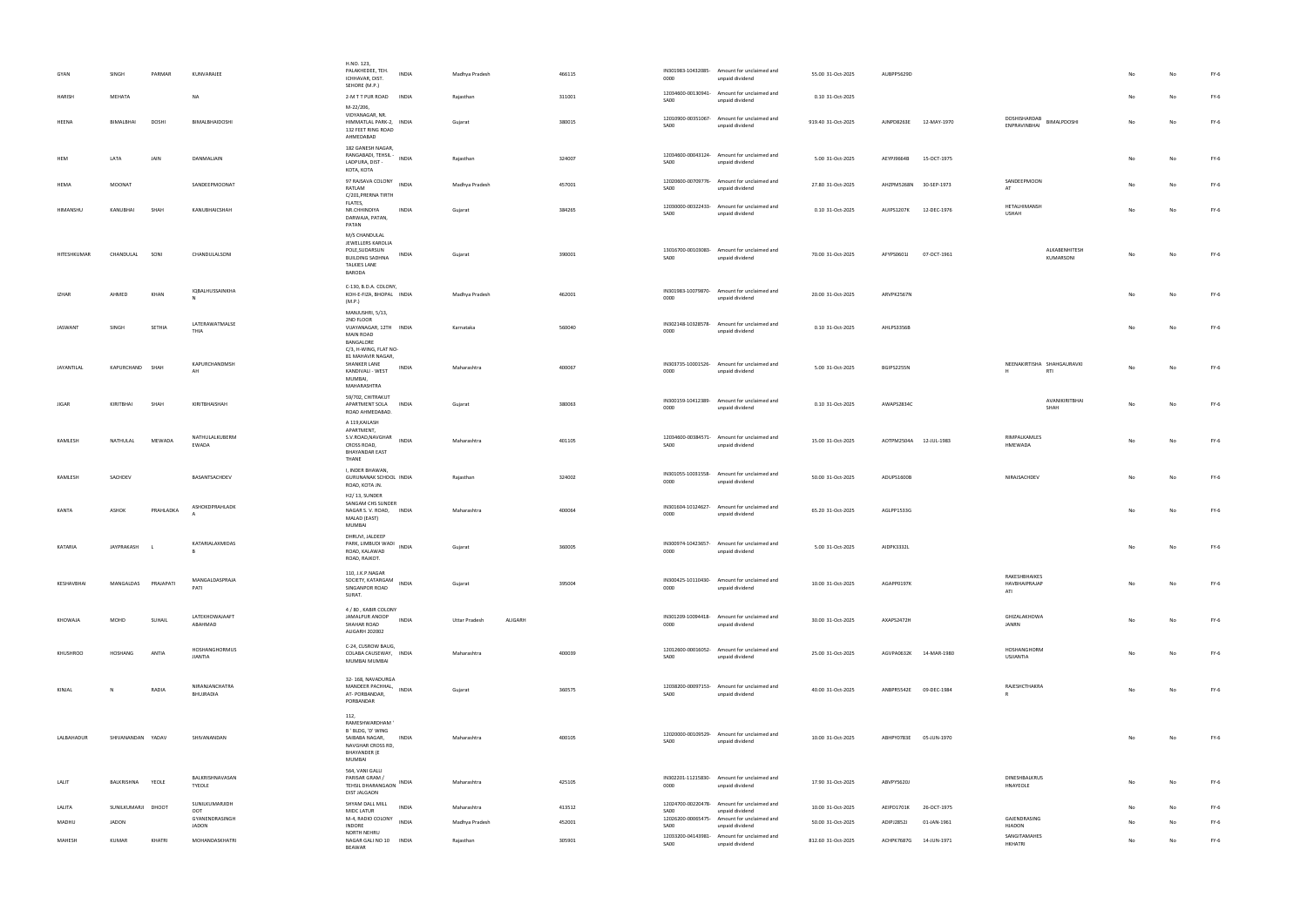| GYAN | SINGH | PARMAR | KUNVARAJEE | H.NO. 123, PALAKHEDEE, TEH. ICHHAVAR, DIST. SEHORE (M.P.) | INDIA | Madhya Pradesh | | 466115 | IN301983-10432085-0000 | Amount for unclaimed and unpaid dividend | 55.00 | 31-Oct-2025 | AUBPP5629D | | | | No | No | FY-6 |
|---|---|---|---|---|---|---|---|---|---|---|---|---|---|---|---|---|---|---|---|
| HARISH | MEHATA | | NA | 2-M T T PUR ROAD | INDIA | Rajasthan | | 311001 | 12034600-00130941-SA00 | Amount for unclaimed and unpaid dividend | 0.10 | 31-Oct-2025 | | | | | No | No | FY-6 |
| HEENA | BIMALBHAI | DOSHI | BIMALBHAIDOSHI | M-22/206, VIDYANAGAR, NR. HIMMATLAL PARK-2, 132 FEET RING ROAD AHMEDABAD | INDIA | Gujarat | | 380015 | 12010900-00351067-SA00 | Amount for unclaimed and unpaid dividend | 919.40 | 31-Oct-2025 | AJNPD8263E | 12-MAY-1970 | DOSHISHARDAB ENPRAVINBHAI | BIMALPDOSHI | No | No | FY-6 |
| HEM | LATA | JAIN | DANMALJAIN | 182 GANESH NAGAR, RANGABADI, TEHSIL - LADPURA, DIST - KOTA, KOTA | INDIA | Rajasthan | | 324007 | 12034600-00043124-SA00 | Amount for unclaimed and unpaid dividend | 5.00 | 31-Oct-2025 | AEYPJ9664B | 15-OCT-1975 | | | No | No | FY-6 |
| HEMA | MOONAT | | SANDEEPMOONAT | 97 RAJSAVA COLONY RATLAM | INDIA | Madhya Pradesh | | 457001 | 12020600-00709776-SA00 | Amount for unclaimed and unpaid dividend | 27.80 | 31-Oct-2025 | AHZPM5268N | 30-SEP-1973 | SANDEEPMOON AT | | No | No | FY-6 |
| HIMANSHU | KANUBHAI | SHAH | KANUBHAICSHAH | C/203,PRERNA TIRTH FLATES, NR.CHHINDIYA DARWAJA, PATAN, PATAN | INDIA | Gujarat | | 384265 | 12030000-00322433-SA00 | Amount for unclaimed and unpaid dividend | 0.10 | 31-Oct-2025 | AUIPS1207K | 12-DEC-1976 | HETALHIMANSH USHAH | | No | No | FY-6 |
| HITESHKUMAR | CHANDULAL | SONI | CHANDULALSONI | M/S CHANDULAL JEWELLERS KAROLIA POLE,SUDARSUN BUILDING SADHNA TALKIES LANE BARODA | INDIA | Gujarat | | 390001 | 13016700-00103083-SA00 | Amount for unclaimed and unpaid dividend | 70.00 | 31-Oct-2025 | AFYPS0601J | 07-OCT-1961 | | ALKABENHITESH KUMARSONI | No | No | FY-6 |
| IZHAR | AHMED | KHAN | IQBALHUSSAINKHAN | C-130, B.D.A. COLONY, KOH-E-FIZA, BHOPAL (M.P.) | INDIA | Madhya Pradesh | | 462001 | IN301983-10079870-0000 | Amount for unclaimed and unpaid dividend | 20.00 | 31-Oct-2025 | ARVPK2567N | | | | No | No | FY-6 |
| JASWANT | SINGH | SETHIA | LATERAWATMALSETHIA | MANJUSHRI, 5/13, 2ND FLOOR VIJAYANAGAR, 12TH MAIN ROAD BANGALORE | INDIA | Karnataka | | 560040 | IN302148-10328578-0000 | Amount for unclaimed and unpaid dividend | 0.10 | 31-Oct-2025 | AHLPS3356B | | | | No | No | FY-6 |
| JAYANTILAL | KAPURCHAND | SHAH | KAPURCHANDMSHAH | C/3, H-WING, FLAT NO-81 MAHAVIR NAGAR, SHANKER LANE KANDIVALI - WEST MUMBAI, MAHARASHTRA | INDIA | Maharashtra | | 400067 | IN303735-10001526-0000 | Amount for unclaimed and unpaid dividend | 5.00 | 31-Oct-2025 | BGIPS2255N | | NEENAKIRTISHA H | SHAHGAURAVKI RTI | No | No | FY-6 |
| JIGAR | KIRITBHAI | SHAH | KIRITBHAISHAH | 59/702, CHITRAKUT APARTMENT SOLA ROAD AHMEDABAD. | INDIA | Gujarat | | 380063 | IN300159-10412389-0000 | Amount for unclaimed and unpaid dividend | 0.10 | 31-Oct-2025 | AWAPS2834C | | | AVANIKIRITBHAI SHAH | No | No | FY-6 |
| KAMLESH | NATHULAL | MEWADA | NATHULALKUBERMEWADA | A 119,KAILASH APARTMENT, S.V.ROAD,NAVGHAR CROSS ROAD, BHAYANDAR EAST THANE | INDIA | Maharashtra | | 401105 | 12034600-00384571-SA00 | Amount for unclaimed and unpaid dividend | 15.00 | 31-Oct-2025 | AOTPM2504A | 12-JUL-1983 | RIMPALKAMLES HMEWADA | | No | No | FY-6 |
| KAMLESH | SACHDEV | | BASANTSACHDEV | I, INDER BHAWAN, GURUNANAK SCHOOL ROAD, KOTA JN. | INDIA | Rajasthan | | 324002 | IN301055-10031558-0000 | Amount for unclaimed and unpaid dividend | 50.00 | 31-Oct-2025 | ADUPS1600B | | NIRAJSACHDEV | | No | No | FY-6 |
| KANTA | ASHOK | PRAHLADKA | ASHOKDPRAHLADKA | H2/ 13, SUNDER SANGAM CHS SUNDER NAGAR S. V. ROAD, MALAD (EAST) MUMBAI | INDIA | Maharashtra | | 400064 | IN301604-10124627-0000 | Amount for unclaimed and unpaid dividend | 65.20 | 31-Oct-2025 | AGLPP1533G | | | | No | No | FY-6 |
| KATARIA | JAYPRAKASH | L | KATARIALAXMIDASB | DHRUVI, JALDEEP PARK, LIMBUDI WADI ROAD, KALAWAD ROAD, RAJKOT. | INDIA | Gujarat | | 360005 | IN300974-10423657-0000 | Amount for unclaimed and unpaid dividend | 5.00 | 31-Oct-2025 | AIDPK3332L | | | | No | No | FY-6 |
| KESHAVBHAI | MANGALDAS | PRAJAPATI | MANGALDASPRAJAPATI | 110, J.K.P.NAGAR SOCIETY, KATARGAM SINGANPOR ROAD SURAT. | INDIA | Gujarat | | 395004 | IN300425-10110430-0000 | Amount for unclaimed and unpaid dividend | 10.00 | 31-Oct-2025 | AGAPP0197K | | RAKESHBHAIKES HAVBHAIPRAJAP ATI | | No | No | FY-6 |
| KHOWAJA | MOHD | SUHAIL | LATEKHOWAJAAFTABAHMAD | 4 / 80 , KABIR COLONY JAMALPUR ANOOP SHAHAR ROAD ALIGARH 202002 | INDIA | Uttar Pradesh | ALIGARH | | IN301209-10094418-0000 | Amount for unclaimed and unpaid dividend | 30.00 | 31-Oct-2025 | AXAPS2472H | | GHIZALAKHOWA JANRN | | No | No | FY-6 |
| KHUSHROO | HOSHANG | ANTIA | HOSHANGHORMUSJIANTIA | C-24, CUSROW BAUG, COLABA CAUSEWAY, MUMBAI MUMBAI | INDIA | Maharashtra | | 400039 | 12012600-00016052-SA00 | Amount for unclaimed and unpaid dividend | 25.00 | 31-Oct-2025 | AGVPA0632K | 14-MAR-1980 | HOSHANGHORM USJIANTIA | | No | No | FY-6 |
| KINJAL | N | RADIA | NIRANJANCHATRABHUJRADIA | 32- 168, NAVADURGA MANDEER PACHHAL, AT- PORBANDAR, PORBANDAR | INDIA | Gujarat | | 360575 | 12038200-00097153-SA00 | Amount for unclaimed and unpaid dividend | 40.00 | 31-Oct-2025 | ANBPR5542E | 09-DEC-1984 | RAJESHCTHAKRA R | | No | No | FY-6 |
| LALBAHADUR | SHIVANANDAN | YADAV | SHIVANANDAN | 112, RAMESHWARDHAM ' B ' BLDG, 'D' WING SAIBABA NAGAR, NAVGHAR CROSS RD, BHAYANDER (E MUMBAI | INDIA | Maharashtra | | 400105 | 12020000-00109529-SA00 | Amount for unclaimed and unpaid dividend | 10.00 | 31-Oct-2025 | ABHPY0783E | 05-JUN-1970 | | | No | No | FY-6 |
| LALIT | BALKRISHNA | YEOLE | BALKRISHNAVASANTYEOLE | 564, VANI GALLI PARISAR GRAM / TEHSIL DHARANGAON DIST JALGAON | INDIA | Maharashtra | | 425105 | IN302201-11215830-0000 | Amount for unclaimed and unpaid dividend | 17.90 | 31-Oct-2025 | ABVPY5620J | | DINESHBALKRIS HNAYEOLE | | No | No | FY-6 |
| LALITA | SUNILKUMARJI | DHOOT | SUNILKUMARJIDHOOT | SHYAM DALL MILL MIDC LATUR | INDIA | Maharashtra | | 413512 | 12024700-00220478-SA00 | Amount for unclaimed and unpaid dividend | 10.00 | 31-Oct-2025 | AEIPD1701K | 26-OCT-1975 | | | No | No | FY-6 |
| MADHU | JADON | | GYANENDRASINGHJADON | M-4, RADIO COLONY INDORE | INDIA | Madhya Pradesh | | 452001 | 12026200-00065475-SA00 | Amount for unclaimed and unpaid dividend | 50.00 | 31-Oct-2025 | ADIPJ2852J | 01-JAN-1961 | GAJENDRASING HJADON | | No | No | FY-6 |
| MAHESH | KUMAR | KHATRI | MOHANDASKHATRI | NORTH NEHRU NAGAR GALI NO 10 BEAWAR | INDIA | Rajasthan | | 305901 | 12033200-04143981-SA00 | Amount for unclaimed and unpaid dividend | 812.60 | 31-Oct-2025 | ACHPK7687G | 14-JUN-1971 | SANGITAMAHES HKHATRI | | No | No | FY-6 |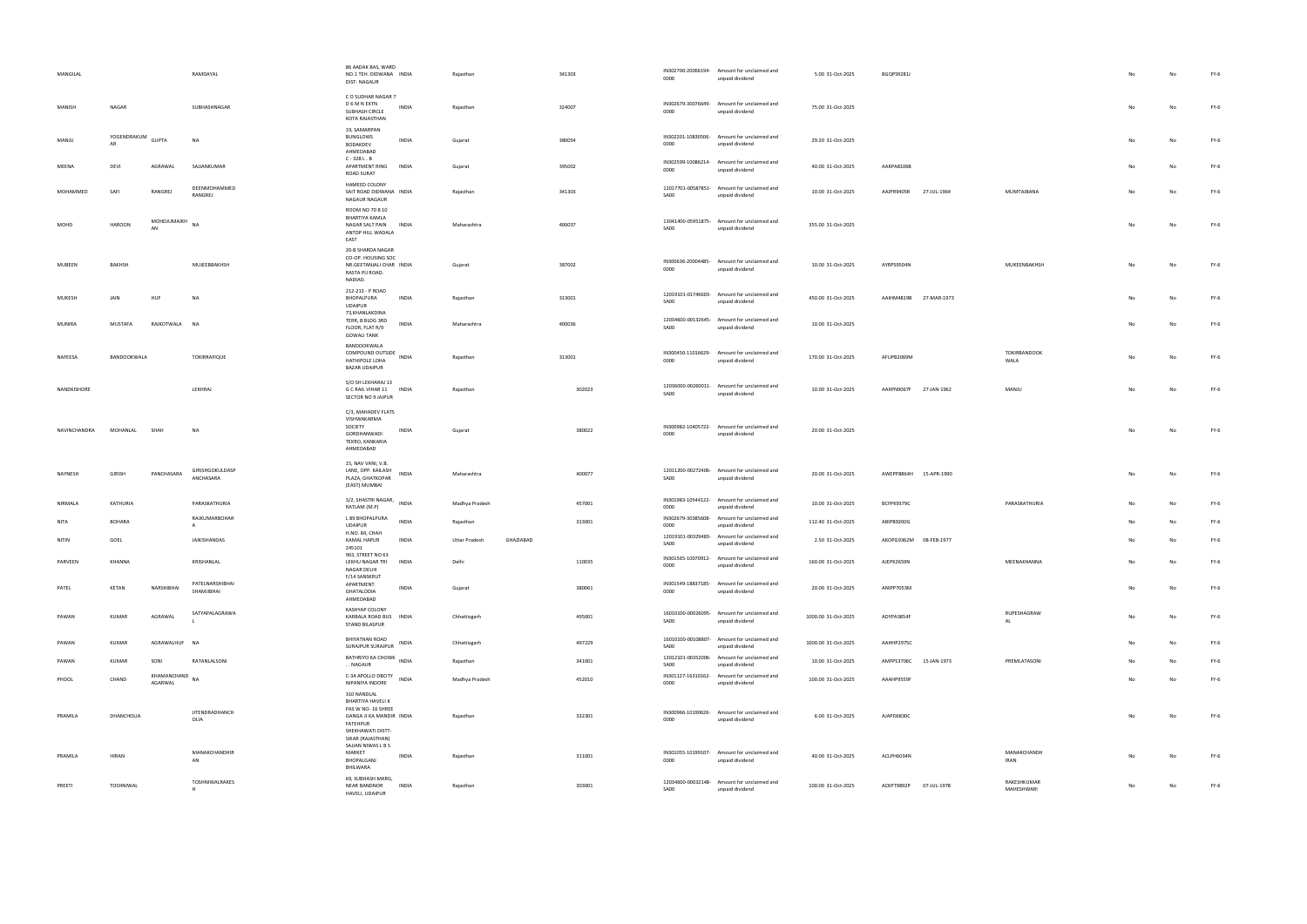| MANGILAL | | | RAMDAYAL | 86 AADAK BAS, WARD NO.1 TEH. DIDWANA DIST- NAGAUR | INDIA | Rajasthan | | 341303 | IN302700-20066194-0000 | Amount for unclaimed and unpaid dividend | 5.00 | 31-Oct-2025 | BGQPS9281J | | | No | No | FY-6 |
|---|---|---|---|---|---|---|---|---|---|---|---|---|---|---|---|---|---|---|
| MANISH | NAGAR | | SUBHASHNAGAR | C O SUDHAR NAGAR 7 D 6 M N EXTN SUBHASH CIRCLE KOTA RAJASTHAN | INDIA | Rajasthan | | 324007 | IN302679-30076649-0000 | Amount for unclaimed and unpaid dividend | 75.00 | 31-Oct-2025 | | | | No | No | FY-6 |
| MANJU | YOGENDRAKUMAR | GUPTA | NA | 19, SAMARPAN BUNGLOWS BODAKDEV AHMEDABAD | INDIA | Gujarat | | 380054 | IN302201-10830506-0000 | Amount for unclaimed and unpaid dividend | 29.20 | 31-Oct-2025 | | | | No | No | FY-6 |
| MEENA | DEVI | AGRAWAL | SAJJANKUMAR | C - 328 L - B APARTMENT RING ROAD SURAT | INDIA | Gujarat | | 395002 | IN302599-10086214-0000 | Amount for unclaimed and unpaid dividend | 40.00 | 31-Oct-2025 | AAKPA8106B | | | No | No | FY-6 |
| MOHAMMED | SAFI | RANGREJ | DEENMOHAMMED RANGREJ | HAMEED COLONY SAIT ROAD DIDWANA NAGAUR NAGAUR | INDIA | Rajasthan | | 341303 | 12017701-00587851-SA00 | Amount for unclaimed and unpaid dividend | 10.00 | 31-Oct-2025 | AAJPR9405R | 27-JUL-1964 | MUMTAJBANA | No | No | FY-6 |
| MOHD | HAROON | MOHDJUMAKHAN | NA | ROOM NO 70 8 10 BHARTIYA KAMLA NAGAR SALT PAIN ANTOP HILL WADALA EAST | INDIA | Maharashtra | | 400037 | 13041400-05951875-SA00 | Amount for unclaimed and unpaid dividend | 355.00 | 31-Oct-2025 | | | | No | No | FY-6 |
| MUBEEN | BAKHSH | | MUJEEBBAKHSH | 20-B SHARDA NAGAR CO-OP. HOUSING SOC NR GEETANJALI CHAR RASTA PIJ ROAD. NADIAD. | INDIA | Gujarat | | 387002 | IN300636-20004485-0000 | Amount for unclaimed and unpaid dividend | 10.00 | 31-Oct-2025 | AYRPS9504N | | MUKEENBAKHSH | No | No | FY-6 |
| MUKESH | JAIN | HUF | NA | 212-213 - P ROAD BHOPALPURA UDAIPUR | INDIA | Rajasthan | | 313001 | 12019101-01746603-SA00 | Amount for unclaimed and unpaid dividend | 450.00 | 31-Oct-2025 | AAHHM4819B | 27-MAR-1973 | | No | No | FY-6 |
| MUNIRA | MUSTAFA | RAJKOTWALA | NA | 73,KHANLAKDINA TERR, B BLDG 3RD FLOOR, FLAT R/9 GOWALI TANK | INDIA | Maharashtra | | 400036 | 12034600-00132645-SA00 | Amount for unclaimed and unpaid dividend | 10.00 | 31-Oct-2025 | | | | No | No | FY-6 |
| NAFEESA | BANDOOKWALA | | TOKIRRAFIQUE | BANDOOKWALA COMPOUND OUTSIDE HATHIPOLE LOHA BAZAR UDAIPUR | INDIA | Rajasthan | | 313001 | IN300450-11016629-0000 | Amount for unclaimed and unpaid dividend | 170.00 | 31-Oct-2025 | AFUPB2069M | | TOKIRBANDOOKWALA | No | No | FY-6 |
| NANDKISHORE | | | LEKHRAJ | S/O SH LEKHARAJ 13 G C RAIL VIHAR 11 SECTOR NO 9 JAIPUR | INDIA | Rajasthan | | 302023 | 12036000-00260011-SA00 | Amount for unclaimed and unpaid dividend | 10.00 | 31-Oct-2025 | AAXPN9067F | 27-JAN-1962 | MANJU | No | No | FY-6 |
| NAVINCHANDRA | MOHANLAL | SHAH | NA | C/3, MAHADEV FLATS VISHWAKARMA SOCIETY GORDHANWADI TEKRO, KANKARIA AHMEDABAD | INDIA | Gujarat | | 380022 | IN300982-10405722-0000 | Amount for unclaimed and unpaid dividend | 20.00 | 31-Oct-2025 | | | | No | No | FY-6 |
| NAYNESH | GIRISH | PANCHASARA | GIRISHGOKULDASPANCHASARA | 15, NAV VANI, V.B. LANE, OPP. KAILASH PLAZA, GHATKOPAR (EAST) MUMBAI | INDIA | Maharashtra | | 400077 | 12011200-00272406-SA00 | Amount for unclaimed and unpaid dividend | 20.00 | 31-Oct-2025 | AWEPP8864H | 15-APR-1990 | | No | No | FY-6 |
| NIRMALA | KATHURIA | | PARASKATHURIA | 3/2, SHASTRI NAGAR, RATLAM (M.P) | INDIA | Madhya Pradesh | | 457001 | IN301983-10544122-0000 | Amount for unclaimed and unpaid dividend | 10.00 | 31-Oct-2025 | BCFPK9379C | | PARASKATHURIA | No | No | FY-6 |
| NITA | BOHARA | | RAJKUMARBOHARA | L 89 BHOPALPURA UDAIPUR | INDIA | Rajasthan | | 313001 | IN302679-30385608-0000 | Amount for unclaimed and unpaid dividend | 112.40 | 31-Oct-2025 | ABIPB9200G | | | No | No | FY-6 |
| NITIN | GOEL | | JAIKISHANDAS | H.NO. 84, CHAH KAMAL HAPUR 245101 | INDIA | Uttar Pradesh | GHAZIABAD | | 12019101-00329483-SA00 | Amount for unclaimed and unpaid dividend | 2.50 | 31-Oct-2025 | AKOPG9362M | 08-FEB-1977 | | No | No | FY-6 |
| PARVEEN | KHANNA | | KRISHANLAL | 963, STREET NO 63 LEKHU NAGAR TRI NAGAR DELHI | INDIA | Delhi | | 110035 | IN301565-10070912-0000 | Amount for unclaimed and unpaid dividend | 160.00 | 31-Oct-2025 | AJEPK2659N | | MEENAKHANNA | No | No | FY-6 |
| PATEL | KETAN | NARSHIBHAI | PATELNARSHIBHAI SHAMJIBHAI | F/14 SANSKRUT APARTMENT GHATALODIA AHMEDABAD | INDIA | Gujarat | | 380061 | IN301549-18837185-0000 | Amount for unclaimed and unpaid dividend | 20.00 | 31-Oct-2025 | ANIPP7053M | | | No | No | FY-6 |
| PAWAN | KUMAR | AGRAWAL | SATYAPALAGRAWAL | KASHYAP COLONY KARBALA ROAD BUS STAND BILASPUR | INDIA | Chhattisgarh | | 495001 | 16010100-00026095-SA00 | Amount for unclaimed and unpaid dividend | 1000.00 | 31-Oct-2025 | ADYPA3854F | | RUPESHAGRAWAL | No | No | FY-6 |
| PAWAN | KUMAR | AGRAWALHUF | NA | BHIYATHAN ROAD SURAJPUR SURAJPUR | INDIA | Chhattisgarh | | 497229 | 16010100-00108807-SA00 | Amount for unclaimed and unpaid dividend | 1000.00 | 31-Oct-2025 | AAHHP2975C | | | No | No | FY-6 |
| PAWAN | KUMAR | SONI | RATANLALSONI | BATHRIYO KA CHOWK . . NAGAUR | INDIA | Rajasthan | | 341001 | 12012101-00352006-SA00 | Amount for unclaimed and unpaid dividend | 10.00 | 31-Oct-2025 | AMFPS3706C | 15-JAN-1973 | PREMLATASONI | No | No | FY-6 |
| PHOOL | CHAND | KHAMANCHAND AGARWAL | NA | C-34 APOLLO DBCITY NIPANIYA INDORE | INDIA | Madhya Pradesh | | 452010 | IN301127-16310162-0000 | Amount for unclaimed and unpaid dividend | 100.00 | 31-Oct-2025 | AAAHP9559F | | | No | No | FY-6 |
| PRAMILA | DHANCHOLIA | | JITENDRADHANCHOLIA | 310 NANDLAL BHARTIYA HAVELI K PAS W NO- 16 SHREE GANGA JI KA MANDIR FATEHPUR SHEKHAWATI DISTT-SIKAR (RAJASTHAN) | INDIA | Rajasthan | | 332301 | IN300966-10190626-0000 | Amount for unclaimed and unpaid dividend | 6.00 | 31-Oct-2025 | AJAPD6830C | | | No | No | FY-6 |
| PRAMILA | HIRAN | | MANAKCHANDHIRAN | SAJJAN NIWAS L B S MARKET BHOPALGANJ BHILWARA | INDIA | Rajasthan | | 311001 | IN301055-10199107-0000 | Amount for unclaimed and unpaid dividend | 40.00 | 31-Oct-2025 | ACLPH6034N | | MANAKCHANDHIRAN | No | No | FY-6 |
| PREETI | TOSHNIWAL | | TOSHNIWALRAKESH | 69, SUBHASH MARG, NEAR BANDNOR HAVELI, UDAIPUR | INDIA | Rajasthan | | 303001 | 12034600-00032148-SA00 | Amount for unclaimed and unpaid dividend | 100.00 | 31-Oct-2025 | ACKPT9892P | 07-JUL-1978 | RAKESHKUMAR MAHESHWARI | No | No | FY-6 |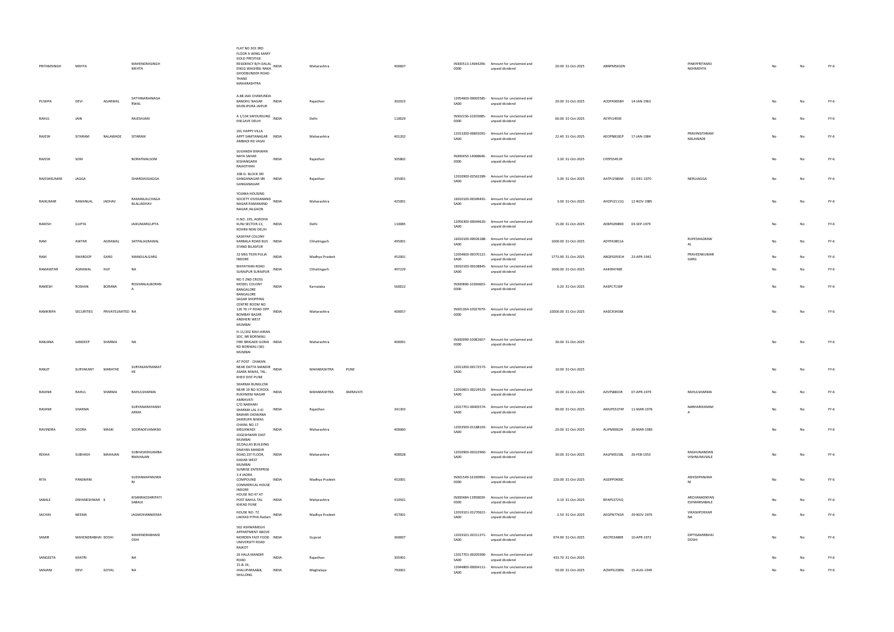| PRITAMSINGH | MEHTA | | MAHENDRASINGH MEHTA | FLAT NO 303 3RD FLOOR A WING MARY GOLD PRESTIGE RESIDENCY B/H DALAL ENGG WAGHBIL NAKA GHODBUNDER ROAD THANE MAHARASHTRA | INDIA | Maharashtra | | 400607 | IN300513-14644296-0000 | Amount for unclaimed and unpaid dividend | 20.00 | 31-Oct-2025 | ABNPM5632N | | PINKYPRITAMSI NGHMEHTA | | No | No | FY-6 |
|---|---|---|---|---|---|---|---|---|---|---|---|---|---|---|---|---|---|---|---|
| PUSHPA | DEVI | AGARWAL | SATYANARAINAGA RWAL | A-88 JAAI CHAMUNDA BANDHU NAGAR MURLIPURA JAIPUR | INDIA | Rajasthan | | 302023 | 12054600-00005585-SA00 | Amount for unclaimed and unpaid dividend | 20.00 | 31-Oct-2025 | ACDPA9658H | 14-JAN-1963 | | | No | No | FY-6 |
| RAHUL | JAIN | | RAJESHJAIN | A 1/134 SAFDURJUNG ENCLAVE DELHI | INDIA | Delhi | | 110029 | IN302236-10203085-0000 | Amount for unclaimed and unpaid dividend | 60.00 | 31-Oct-2025 | AEYPJ1493E | | | | No | No | FY-6 |
| RAJESH | SITARAM | NALAWADE | SITARAM | 201 HAPPY VILLA APPT SAMTANAGAR AMBADI RD VASAI | INDIA | Maharashtra | | 401202 | 12013200-00855091-SA00 | Amount for unclaimed and unpaid dividend | 22.40 | 31-Oct-2025 | AEOPN8181P | 17-JAN-1984 | PRAVINSITARAM NALAWADE | | No | No | FY-6 |
| RAJESH | SONI | | NORATMALSONI | SUGANDH BHAWAN NAYA SAHAR KISHANGARH RAJASTHAN | INDIA | Rajasthan | | 305802 | IN300450-14068646-0000 | Amount for unclaimed and unpaid dividend | 3.30 | 31-Oct-2025 | CPZPS5451R | | | | No | No | FY-6 |
| RAJESHKUMAR | JAGGA | | ISHARDASSJAGGA | 108-G- BLOCK SRI GANGANAGAR SRI GANGANAGAR | INDIA | Rajasthan | | 335001 | 12010900-02562289-SA00 | Amount for unclaimed and unpaid dividend | 5.00 | 31-Oct-2025 | AATPJ2586M | 01-DEC-1970 | NERUJAGGA | | No | No | FY-6 |
| RAJKUMAR | RAMANLAL | JADHAV | RAMANLALCHAGA NLALJADHAV | YOJANA HOUSING SOCIETY VIVEKANAND NAGAR RAMANAND NAGAR JALGAON | INDIA | Maharashtra | | 425001 | 16010100-00349491-SA00 | Amount for unclaimed and unpaid dividend | 3.00 | 31-Oct-2025 | AHOPJ2111Q | 12-NOV-1985 | | | No | No | FY-6 |
| RAKESH | GUPTA | | JAIKUMARGUPTA | H.NO. 195, AGRDHA KUNJ SECTOR-13, ROHINI NEW DELHI | INDIA | Delhi | | 110085 | 12056300-00044620-SA00 | Amount for unclaimed and unpaid dividend | 15.00 | 31-Oct-2025 | AEBPG0989D | 03-SEP-1979 | | | No | No | FY-6 |
| RAM | AWTAR | AGRAWAL | SATPALAGRAWAL | KASHYAP COLONY KARBALA ROAD BUS STAND BILASPUR | INDIA | Chhattisgarh | | 495001 | 16010100-00026188-SA00 | Amount for unclaimed and unpaid dividend | 1000.00 | 31-Oct-2025 | ADYPA3851A | | RUPESHAGRAW AL | | No | No | FY-6 |
| RAM | SWAROOP | GARG | MANGILALGARG | 32 MIG TEEN PULIA INDORE | INDIA | Madhya Pradesh | | 452001 | 12034600-00370121-SA00 | Amount for unclaimed and unpaid dividend | 1773.90 | 31-Oct-2025 | ABQPG0591H | 23-APR-1942 | PRAVEENKUMAR GARG | | No | No | FY-6 |
| RAMAWTAR | AGRAWAL | HUF | NA | BHIYATHAN ROAD SURAJPUR SURAJPUR | INDIA | Chhattisgarh | | 497229 | 16010100-00108845-SA00 | Amount for unclaimed and unpaid dividend | 1000.00 | 31-Oct-2025 | AAHHR4748E | | | | No | No | FY-6 |
| RAMESH | ROSHAN | BORANA | ROSHANLALBORAN A | NO 5 2ND CROSS MODEL COLONY BANGALORE BANGALORE | INDIA | Karnataka | | 560022 | IN300896-10266603-0000 | Amount for unclaimed and unpaid dividend | 0.20 | 31-Oct-2025 | AASPC7136P | | | | No | No | FY-6 |
| RAMKRIPA | SECURITIES | PRIVATELIMITED | NA | SAGAR SHOPPING CENTRE ROOM NO 120 76 J P ROAD OPP BOMBAY BAZAR ANDHERI WEST MUMBAI | INDIA | Maharashtra | | 400057 | IN301364-10027679-0000 | Amount for unclaimed and unpaid dividend | 10000.00 | 31-Oct-2025 | AADCR3436K | | | | No | No | FY-6 |
| RANJANA | SANDEEP | SHARMA | NA | H-11/202 RAVI-KIRAN SOC, NR BORIWALI FIRE BRIGADE GORAI RD BORIWALI (W) MUMBAI | INDIA | Maharashtra | | 400091 | IN300999-10081607-0000 | Amount for unclaimed and unpaid dividend | 30.00 | 31-Oct-2025 | | | | | No | No | FY-6 |
| RANJIT | SURYAKANT | MARATHE | SURYAKANTMARAT HE | AT POST - CHAKAN NEAR DATTA MANDIR ASARA NIWAS, TAL-KHED DIST-PUNE | INDIA | MAHARASHTRA | PUNE | | 12013200-00172573-SA00 | Amount for unclaimed and unpaid dividend | 10.00 | 31-Oct-2025 | | | | | No | No | FY-6 |
| RASHMI | RAHUL | SHARMA | RAHULSHARMA | SHARMA BUNGLOW NEAR 19 NO SCHOOL RUKHMINI NAGAR AMRAVATI | INDIA | MAHARASHTRA | AMRAVATI | | 12010601-00224529-SA00 | Amount for unclaimed and unpaid dividend | 10.00 | 31-Oct-2025 | AZVPS8831R | 07-APR-1979 | RAHULSHARMA | | No | No | FY-6 |
| RASHMI | SHARMA | | SURYANARAYANSH ARMA | C/O NARHARI SHARMA LAL JI KI BAWARI DIDWANA | INDIA | Rajasthan | | 341303 | 12017701-00405574-SA00 | Amount for unclaimed and unpaid dividend | 90.00 | 31-Oct-2025 | AMUPS5374F | 11-MAR-1976 | NARHARISHARM A | | No | No | FY-6 |
| RAVINDRA | SOORA | MASKI | SOORADEVAMASKI | SAIKRUPA NIWAS CHAWL NO 17 MEGHWADI JOGESHWARI EAST MUMBAI | INDIA | Maharashtra | | 400060 | 12033500-01188103-SA00 | Amount for unclaimed and unpaid dividend | 20.00 | 31-Oct-2025 | ALIPM0062H | 26-MAR-1983 | | | No | No | FY-6 |
| REKHA | SUBHASH | MAHAJAN | SUBHASHDIGAMBA RMAHAJAN | 20,DALLAS BUILDING DNAYAN MANDIR ROAD,1ST FLOOR, DADAR WEST MUMBAI | INDIA | Maharashtra | | 400028 | 12010900-00322960-SA00 | Amount for unclaimed and unpaid dividend | 30.00 | 31-Oct-2025 | AALPM3158L | 26-FEB-1953 | RAGHUNANDAN VISHNUMUSALE | | No | No | FY-6 |
| RITA | PANJWANI | | SUDHAMAPANJWA NI | SUNRISE ENTERPRISE 3 4 JAORA COMPOUND COMMERICAL HOUSE INDORE | INDIA | Madhya Pradesh | | 452001 | IN301549-16100993-0000 | Amount for unclaimed and unpaid dividend | 220.00 | 31-Oct-2025 | AGDPP0400C | | ASHISHPANJWA NI | | No | No | FY-6 |
| SABALE | DNYANESHWAR | K | KISANRAOSHRIPATI SABALE | HOUSE NO 47 AT POST BAHUL TAL KHEAD PUNE | INDIA | Maharashtra | | 410501 | IN300484-13958039-0000 | Amount for unclaimed and unpaid dividend | 0.10 | 31-Oct-2025 | BPAPS3725Q | | ARCHANADNYAN ESHWARSABALE | | No | No | FY-6 |
| SACHIN | NEEMA | | JAGMOHANNEEMA | HOUSE NO. 72 LAKKAD PITHA Ratlam | INDIA | Madhya Pradesh | | 457001 | 12019101-01270621-SA00 | Amount for unclaimed and unpaid dividend | 2.50 | 31-Oct-2025 | AEGPN7761R | 29-NOV-1979 | VIKASHPOKHAR NA | | No | No | FY-6 |
| SAMIR | MAHENDRABHAI | DOSHI | MAHENDRABHAID OSHI | 502 ASHWAMEGH APPARTMENT ABOVE MORDEN FAST FOOD UNIVERSITY ROAD RAJKOT | INDIA | Gujarat | | 360007 | 12019101-02311371-SA00 | Amount for unclaimed and unpaid dividend | 974.90 | 31-Oct-2025 | AECPD3480R | 10-APR-1972 | DIPTISAMIRBHAI DOSHI | | No | No | FY-6 |
| SANGEETA | KHATRI | | NA | 26 HALA MANDIR ROAD | INDIA | Rajasthan | | 305901 | 12017701-00205990-SA00 | Amount for unclaimed and unpaid dividend | 433.70 | 31-Oct-2025 | | | | | No | No | FY-6 |
| SANJANI | DEVI | GOYAL | NA | 15 & 16 , JHALUPARAA&B, SHILLONG | INDIA | Meghalaya | | 793001 | 12044800-00004111-SA00 | Amount for unclaimed and unpaid dividend | 50.00 | 31-Oct-2025 | ACMPG2389L | 15-AUG-1949 | | | No | No | FY-6 |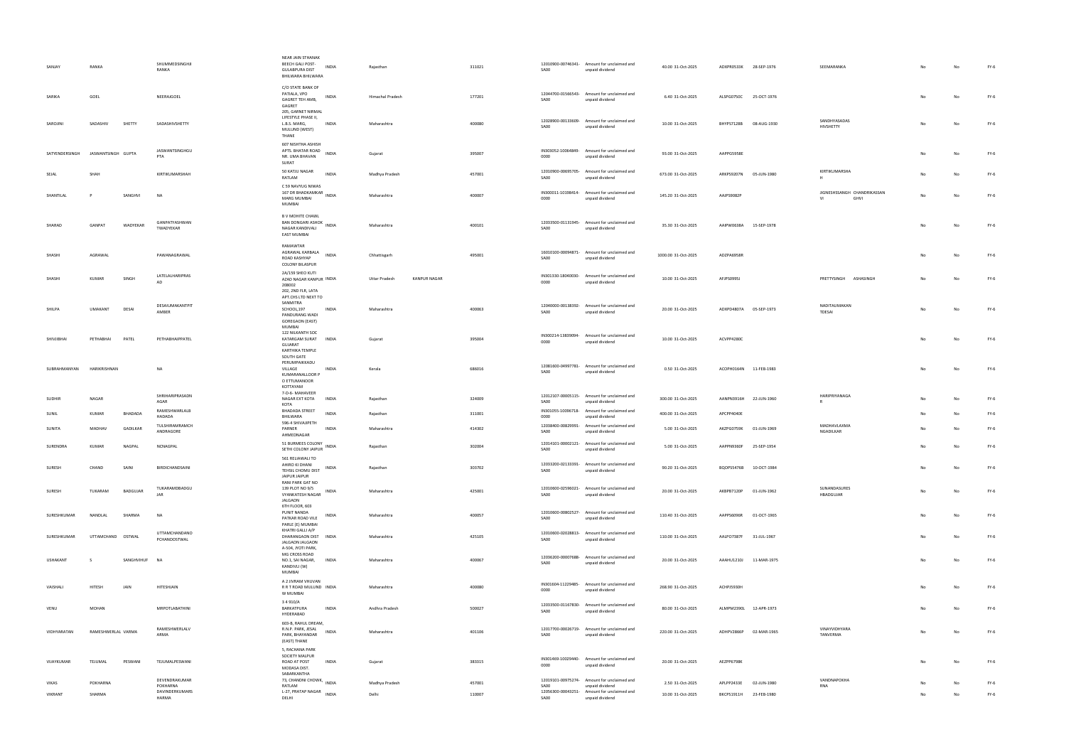| | | | | | | | | | | | | | | | | | | | |
|---|---|---|---|---|---|---|---|---|---|---|---|---|---|---|---|---|---|---|---|
| SANJAY | RANKA | | SHUMMEDSINGHJI RANKA | NEAR JAIN STHANAK BEECH GALI POST-GULABPURA DIST BHILWARA BHILWARA | INDIA | Rajasthan | | 311021 | | 12010900-00746341-SA00 | Amount for unclaimed and unpaid dividend | 40.00 | 31-Oct-2025 | ADXPR0533K | 28-SEP-1976 | SEEMARANKA | | No | No | FY-6 |
| SARIKA | GOEL | | NEERAJGOEL | C/O STATE BANK OF PATIALA, VPO GAGRET TEH AMB, GAGRET | INDIA | Himachal Pradesh | | 177201 | | 12044700-01566543-SA00 | Amount for unclaimed and unpaid dividend | 6.40 | 31-Oct-2025 | ALSPG0750C | 25-OCT-1976 | | | No | No | FY-6 |
| SAROJINI | SADASHIV | SHETTY | SADASHIVSHETTY | 205, GARNET NIRMAL LIFESTYLE PHASE II, L.B.S. MARG, MULUND (WEST) THANE | INDIA | Maharashtra | | 400080 | | 12028900-00133609-SA00 | Amount for unclaimed and unpaid dividend | 10.00 | 31-Oct-2025 | BHYPS7128B | 08-AUG-1930 | SANDHYASADAS HIVSHETTY | | No | No | FY-6 |
| SATYENDERSINGH | JASWANTSINGH | GUPTA | JASWANTSINGHGU PTA | 607 NISHTHA ASHISH APTS. BHATAR ROAD NR. UMA BHAVAN SURAT | INDIA | Gujarat | | 395007 | | IN303052-10064849-0000 | Amount for unclaimed and unpaid dividend | 93.00 | 31-Oct-2025 | AAPPG5958E | | | | No | No | FY-6 |
| SEJAL | SHAH | | KIRTIKUMARSHAH | 50 KATJU NAGAR RATLAM | INDIA | Madhya Pradesh | | 457001 | | 12010900-00695705-SA00 | Amount for unclaimed and unpaid dividend | 673.00 | 31-Oct-2025 | ARKPS9207N | 05-JUN-1980 | KIRTIKUMARSHA H | | No | No | FY-6 |
| SHANTILAL | P | SANGHVI | NA | C 59 NAVYUG NIWAS 167 DR BHADKAMKAR MARG MUMBAI MUMBAI | INDIA | Maharashtra | | 400007 | | IN300011-10198414-0000 | Amount for unclaimed and unpaid dividend | 145.20 | 31-Oct-2025 | AAIPS9082P | | JIGNESHSSANGH VI | CHANDRIKASSAN GHVI | No | No | FY-6 |
| SHARAD | GANPAT | WADYEKAR | GANPATYASHWAN TWADYEKAR | B V MOHITE CHAWL BAN DONGARI ASHOK NAGAR KANDIVALI EAST MUMBAI | INDIA | Maharashtra | | 400101 | | 12033500-01131945-SA00 | Amount for unclaimed and unpaid dividend | 35.30 | 31-Oct-2025 | AAIPW0638A | 15-SEP-1978 | | | No | No | FY-6 |
| SHASHI | AGRAWAL | | PAWANAGRAWAL | RAMAWTAR AGRAWAL KARBALA ROAD KASHYAP COLONY BILASPUR | INDIA | Chhattisgarh | | 495001 | | 16010100-00094871-SA00 | Amount for unclaimed and unpaid dividend | 1000.00 | 31-Oct-2025 | ADZPA6958R | | | | No | No | FY-6 |
| SHASHI | KUMAR | SINGH | LATELALHARIPRAS AD | 2A/159 SHEO KUTI AZAD NAGAR KANPUR 208002 | INDIA | Uttar Pradesh | KANPUR NAGAR | | | IN301330-18040030-0000 | Amount for unclaimed and unpaid dividend | 10.00 | 31-Oct-2025 | AFJPS0995J | | PRETTYSINGH | ASHASINGH | No | No | FY-6 |
| SHILPA | UMAKANT | DESAI | DESAIUMAKANTPIT AMBER | 202, 2ND FLR, LATA APT.CHS.LTD NEXT TO SANMITRA SCHOOL,197 PANDURANG WADI GOREGAON-(EAST) MUMBAI | INDIA | Maharashtra | | 400063 | | 12040000-00138392-SA00 | Amount for unclaimed and unpaid dividend | 20.00 | 31-Oct-2025 | ADXPD4807A | 05-SEP-1973 | NADITAUMAKAN TDESAI | | No | No | FY-6 |
| SHIVJIBHAI | PETHABHAI | PATEL | PETHABHAIPPATEL | 122 NILKANTH SOC KATARGAM SURAT GUJARAT | INDIA | Gujarat | | 395004 | | IN300214-13839094-0000 | Amount for unclaimed and unpaid dividend | 10.00 | 31-Oct-2025 | ACVPP4280C | | | | No | No | FY-6 |
| SUBRAHMANYAN | HARIKRISHNAN | | NA | KARTHIKA TEMPLE SOUTH GATE PERUMPAIKKADU VILLAGE KUMARANALLOOR P O ETTUMANOOR KOTTAYAM | INDIA | Kerala | | 686016 | | 12081600-04997781-SA00 | Amount for unclaimed and unpaid dividend | 0.50 | 31-Oct-2025 | ACOPH0164N | 11-FEB-1983 | | | No | No | FY-6 |
| SUDHIR | NAGAR | | SHRIHARIPRASADN AGAR | 7-D-6- MAHAVEER NAGAR EXT KOTA KOTA | INDIA | Rajasthan | | 324009 | | 12012107-00005115-SA00 | Amount for unclaimed and unpaid dividend | 300.00 | 31-Oct-2025 | AANPN3916H | 22-JUN-1960 | HARIPRIYANAGA R | | No | No | FY-6 |
| SUNIL | KUMAR | BHADADA | RAMESHWARLALB HADADA | BHADADA STREET BHILWARA | INDIA | Rajasthan | | 311001 | | IN301055-10096718-0000 | Amount for unclaimed and unpaid dividend | 400.00 | 31-Oct-2025 | APCPP4040E | | | | No | No | FY-6 |
| SUNITA | MADHAV | GADILKAR | TULSHIRAMRAMCH ANDRAGORE | 596-4 SHIVAJIPETH PARNER AHMEDNAGAR | INDIA | Maharashtra | | 414302 | | 12038400-00829991-SA00 | Amount for unclaimed and unpaid dividend | 5.00 | 31-Oct-2025 | AKZPG0759K | 01-JUN-1969 | MADHAVLAXMA NGADILKAR | | No | No | FY-6 |
| SURENDRA | KUMAR | NAGPAL | NCNAGPAL | 51 BURMEES COLONY SETHI COLONY JAIPUR | INDIA | Rajasthan | | 302004 | | 12014101-00002121-SA00 | Amount for unclaimed and unpaid dividend | 5.00 | 31-Oct-2025 | AAPPN9360F | 25-SEP-1954 | | | No | No | FY-6 |
| SURESH | CHAND | SAINI | BIRDICHANDSAINI | 561 RELIAWALI TO AHIRO KI DHANI TEHSIL CHOMU DIST JAIPUR JAIPUR | INDIA | Rajasthan | | 303702 | | 12033200-02133391-SA00 | Amount for unclaimed and unpaid dividend | 90.20 | 31-Oct-2025 | BQOPS5476B | 10-OCT-1984 | | | No | No | FY-6 |
| SURESH | TUKARAM | BADGUJAR | TUKARAMDBADGU JAR | RANI PARK GAT NO 139 PLOT NO 9/5 VYANKATESH NAGAR JALGAON | INDIA | Maharashtra | | 425001 | | 12010600-02596021-SA00 | Amount for unclaimed and unpaid dividend | 20.00 | 31-Oct-2025 | AKBPB7120P | 01-JUN-1962 | SUNANDASURES HBADGUJAR | | No | No | FY-6 |
| SURESHKUMAR | NANDLAL | SHARMA | NA | 6TH FLOOR, 603 PUNIT NANDA PATKAR ROAD VILE PARLE (E) MUMBAI | INDIA | Maharashtra | | 400057 | | 12010600-00802527-SA00 | Amount for unclaimed and unpaid dividend | 110.40 | 31-Oct-2025 | AAPPS6096R | 01-OCT-1965 | | | No | No | FY-6 |
| SURESHKUMAR | UTTAMCHAND | OSTWAL | UTTAMCHANDAND PCHANDOSTWAL | KHATRI GALLI A/P DHARANGAON DIST JALGAON JALGAON | INDIA | Maharashtra | | 425105 | | 12010600-02028813-SA00 | Amount for unclaimed and unpaid dividend | 110.00 | 31-Oct-2025 | AALPO7387F | 31-JUL-1967 | | | No | No | FY-6 |
| USHAKANT | S | SANGHVIHUF | NA | A-504, JYOTI PARK, MG CROSS ROAD NO.1, SAI NAGAR, KANDIVLI (W) MUMBAI | INDIA | Maharashtra | | 400067 | | 12036200-00007688-SA00 | Amount for unclaimed and unpaid dividend | 20.00 | 31-Oct-2025 | AAAHU1210J | 11-MAR-1975 | | | No | No | FY-6 |
| VAISHALI | HITESH | JAIN | HITESHJAIN | A 2 JIVRAM VHUVAN R R T ROAD MULUND W MUMBAI | INDIA | Maharashtra | | 400080 | | IN301604-11229485-0000 | Amount for unclaimed and unpaid dividend | 268.90 | 31-Oct-2025 | ACHPJ5930H | | | | No | No | FY-6 |
| VENU | MOHAN | | MRPOTLABATHINI | 3 4 910/A BARKATPURA HYDERABAD | INDIA | Andhra Pradesh | | 500027 | | 12033500-01167830-SA00 | Amount for unclaimed and unpaid dividend | 80.00 | 31-Oct-2025 | ALMPM2390L | 12-APR-1973 | | | No | No | FY-6 |
| VIDHYARATAN | RAMESHWERLAL | VARMA | RAMESHWERLALV ARMA | 603-B, RAHUL DREAM, R.N.P. PARK, JESAL PARK, BHAYANDAR (EAST) THANE | INDIA | Maharashtra | | 401106 | | 12017700-00026719-SA00 | Amount for unclaimed and unpaid dividend | 220.00 | 31-Oct-2025 | ADHPV2866P | 02-MAR-1965 | VINAYVIDHYARA TANVERMA | | No | No | FY-6 |
| VIJAYKUMAR | TEJUMAL | PESWANI | TEJUMALPESWANI | 5, RACHANA PARK SOCIETY MALPUR ROAD AT POST MODASA DIST. SABARKANTHA | INDIA | Gujarat | | 383315 | | IN301469-10029440-0000 | Amount for unclaimed and unpaid dividend | 20.00 | 31-Oct-2025 | AEZPP6798K | | | | No | No | FY-6 |
| VIKAS | POKHARNA | | DEVENDRAKUMAR POKHARNA | 73, CHANDNI CHOWK, RATLAM | INDIA | Madhya Pradesh | | 457001 | | 12019101-00975274-SA00 | Amount for unclaimed and unpaid dividend | 2.50 | 31-Oct-2025 | APLPP2433E | 02-JUN-1980 | VANDNAPOKHA RNA | | No | No | FY-6 |
| VIKRANT | SHARMA | | DAVINDERKUMARS HARMA | L-27, PRATAP NAGAR DELHI | INDIA | Delhi | | 110007 | | 12056300-00043251-SA00 | Amount for unclaimed and unpaid dividend | 10.00 | 31-Oct-2025 | BKCPS1911H | 23-FEB-1980 | | | No | No | FY-6 |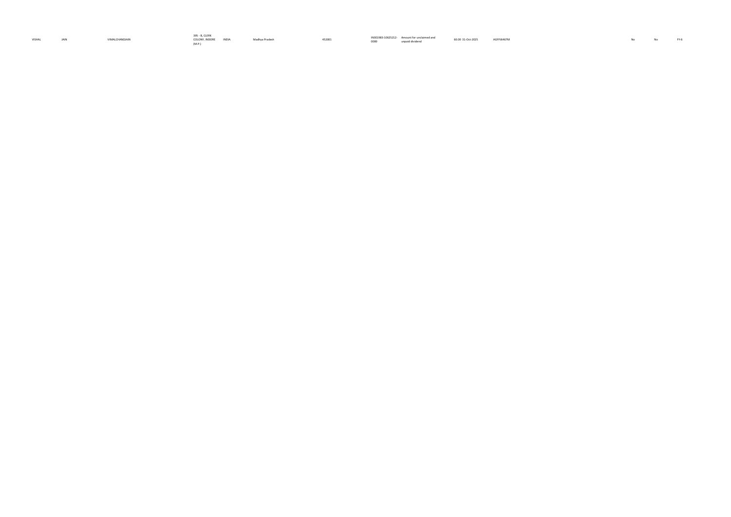| | | | | | | | | | | | | | | | | |
|---|---|---|---|---|---|---|---|---|---|---|---|---|---|---|---|---|
| VISHAL | JAIN | VIMALCHANDJAIN | 395 - B, CLERK COLONY, INDORE (M.P.) | INDIA | Madhya Pradesh | 452001 | IN301983-10625212-0000 | Amount for unclaimed and unpaid dividend | 60.00 | 31-Oct-2025 | AGFPJ6467M | | | No | No | FY-6 |